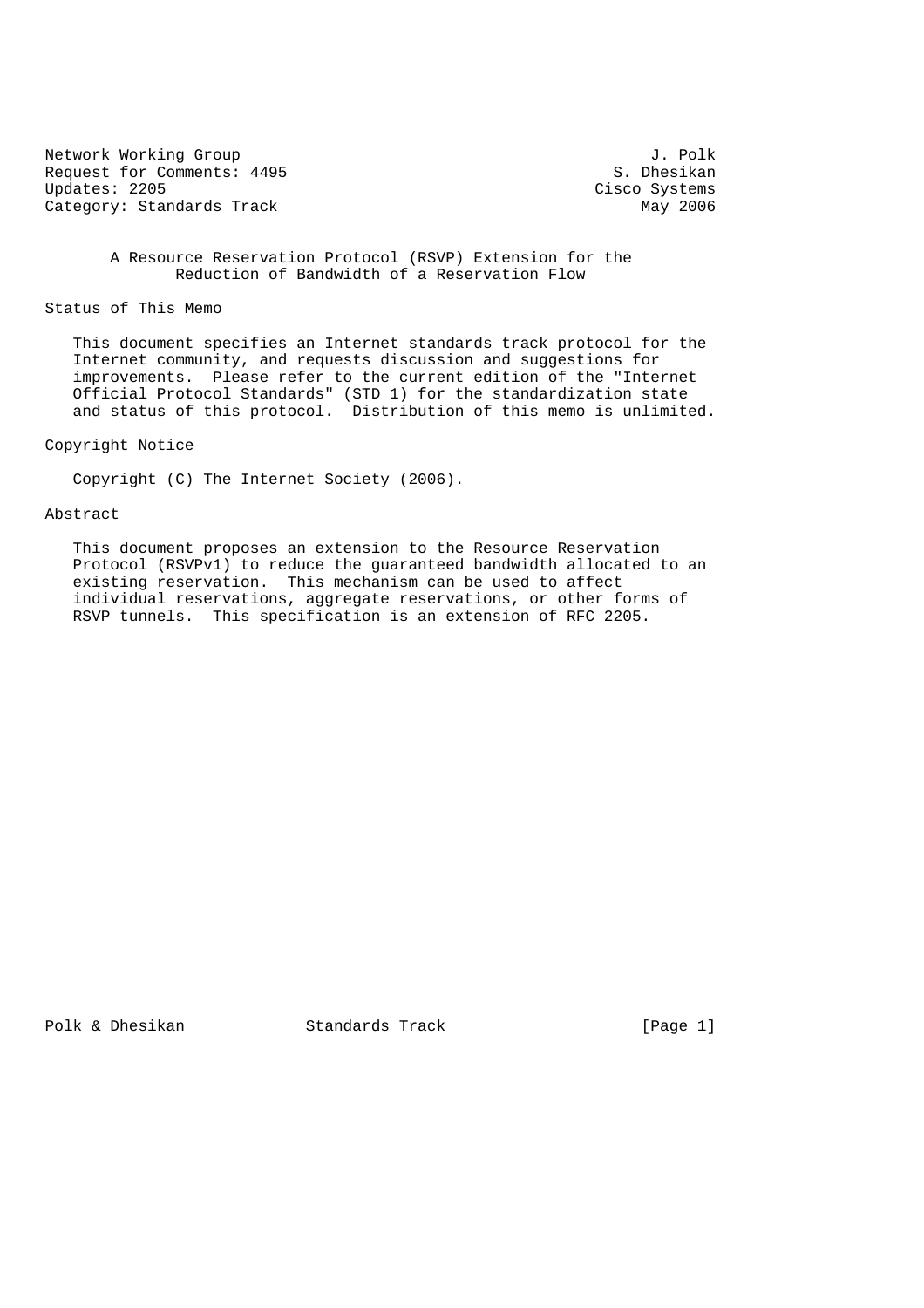Network Working Group J. Polk
Request for Comments: 4495 S. Dhesikan
Updates: 2205 Cisco Systems
Category: Standards Track May 2006

# A Resource Reservation Protocol (RSVP) Extension for the Reduction of Bandwidth of a Reservation Flow

## Status of This Memo

This document specifies an Internet standards track protocol for the Internet community, and requests discussion and suggestions for improvements. Please refer to the current edition of the "Internet Official Protocol Standards" (STD 1) for the standardization state and status of this protocol. Distribution of this memo is unlimited.

## Copyright Notice

Copyright (C) The Internet Society (2006).

## Abstract

This document proposes an extension to the Resource Reservation Protocol (RSVPv1) to reduce the guaranteed bandwidth allocated to an existing reservation. This mechanism can be used to affect individual reservations, aggregate reservations, or other forms of RSVP tunnels. This specification is an extension of RFC 2205.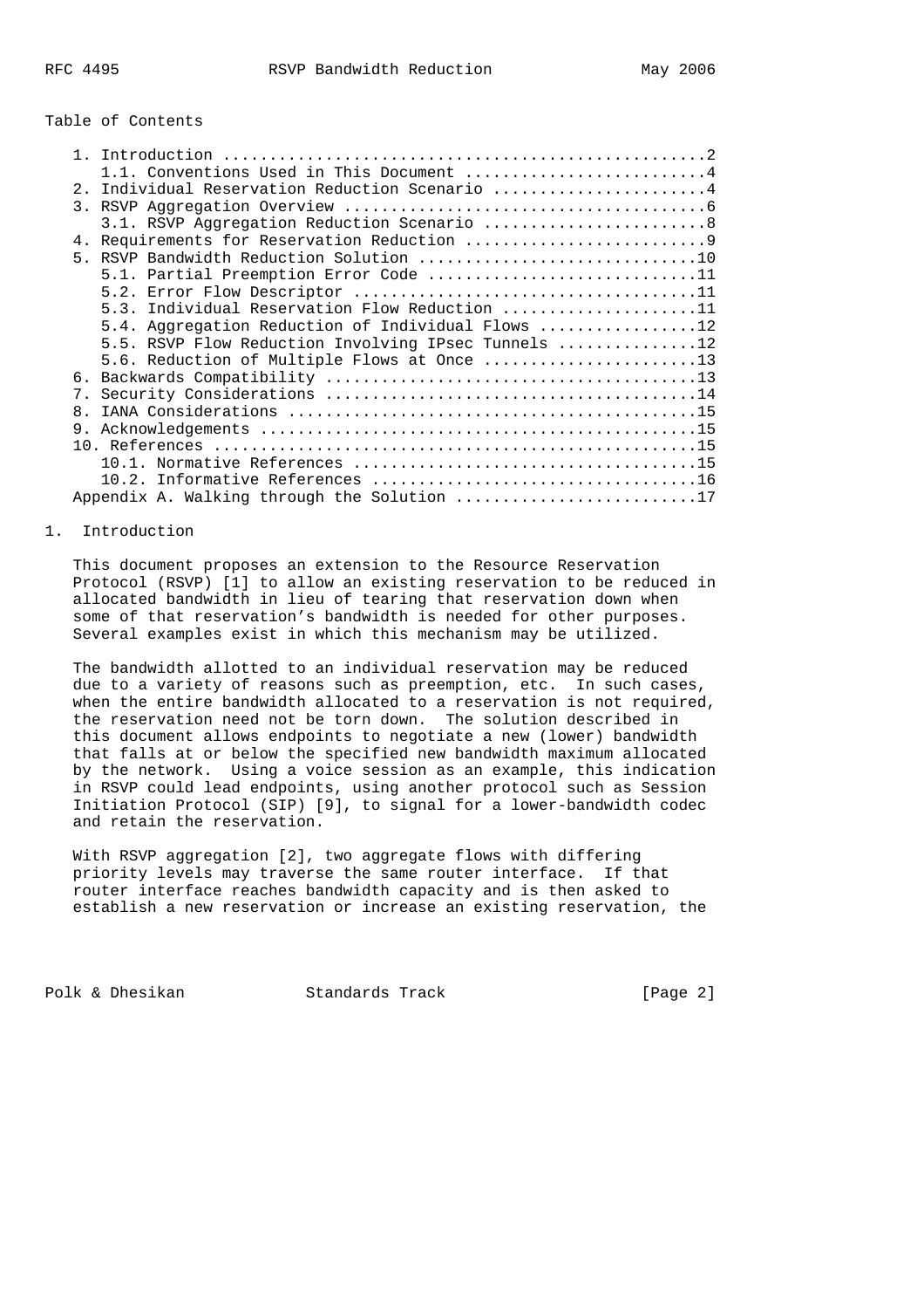Table of Contents

- 1. Introduction ....................................................2
  - 1.1. Conventions Used in This Document ..........................4
- 2. Individual Reservation Reduction Scenario .......................4
- 3. RSVP Aggregation Overview .......................................6
  - 3.1. RSVP Aggregation Reduction Scenario ........................8
- 4. Requirements for Reservation Reduction ..........................9
- 5. RSVP Bandwidth Reduction Solution ..............................10
  - 5.1. Partial Preemption Error Code .............................11
  - 5.2. Error Flow Descriptor .....................................11
  - 5.3. Individual Reservation Flow Reduction .....................11
  - 5.4. Aggregation Reduction of Individual Flows .................12
  - 5.5. RSVP Flow Reduction Involving IPsec Tunnels ...............12
  - 5.6. Reduction of Multiple Flows at Once .......................13
- 6. Backwards Compatibility ........................................13
- 7. Security Considerations ........................................14
- 8. IANA Considerations ............................................15
- 9. Acknowledgements ...............................................15
- 10. References ....................................................15
  - 10.1. Normative References .....................................15
  - 10.2. Informative References ...................................16
- Appendix A. Walking through the Solution ..........................17

# 1. Introduction

This document proposes an extension to the Resource Reservation Protocol (RSVP) [1] to allow an existing reservation to be reduced in allocated bandwidth in lieu of tearing that reservation down when some of that reservation's bandwidth is needed for other purposes. Several examples exist in which this mechanism may be utilized.

The bandwidth allotted to an individual reservation may be reduced due to a variety of reasons such as preemption, etc. In such cases, when the entire bandwidth allocated to a reservation is not required, the reservation need not be torn down. The solution described in this document allows endpoints to negotiate a new (lower) bandwidth that falls at or below the specified new bandwidth maximum allocated by the network. Using a voice session as an example, this indication in RSVP could lead endpoints, using another protocol such as Session Initiation Protocol (SIP) [9], to signal for a lower-bandwidth codec and retain the reservation.

With RSVP aggregation [2], two aggregate flows with differing priority levels may traverse the same router interface. If that router interface reaches bandwidth capacity and is then asked to establish a new reservation or increase an existing reservation, the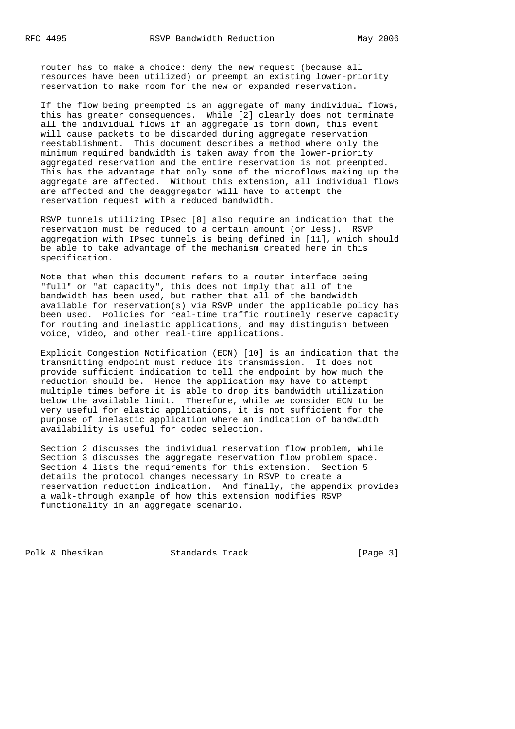router has to make a choice: deny the new request (because all resources have been utilized) or preempt an existing lower-priority reservation to make room for the new or expanded reservation.

If the flow being preempted is an aggregate of many individual flows, this has greater consequences. While [2] clearly does not terminate all the individual flows if an aggregate is torn down, this event will cause packets to be discarded during aggregate reservation reestablishment. This document describes a method where only the minimum required bandwidth is taken away from the lower-priority aggregated reservation and the entire reservation is not preempted. This has the advantage that only some of the microflows making up the aggregate are affected. Without this extension, all individual flows are affected and the deaggregator will have to attempt the reservation request with a reduced bandwidth.

RSVP tunnels utilizing IPsec [8] also require an indication that the reservation must be reduced to a certain amount (or less). RSVP aggregation with IPsec tunnels is being defined in [11], which should be able to take advantage of the mechanism created here in this specification.

Note that when this document refers to a router interface being "full" or "at capacity", this does not imply that all of the bandwidth has been used, but rather that all of the bandwidth available for reservation(s) via RSVP under the applicable policy has been used. Policies for real-time traffic routinely reserve capacity for routing and inelastic applications, and may distinguish between voice, video, and other real-time applications.

Explicit Congestion Notification (ECN) [10] is an indication that the transmitting endpoint must reduce its transmission. It does not provide sufficient indication to tell the endpoint by how much the reduction should be. Hence the application may have to attempt multiple times before it is able to drop its bandwidth utilization below the available limit. Therefore, while we consider ECN to be very useful for elastic applications, it is not sufficient for the purpose of inelastic application where an indication of bandwidth availability is useful for codec selection.

Section 2 discusses the individual reservation flow problem, while Section 3 discusses the aggregate reservation flow problem space. Section 4 lists the requirements for this extension. Section 5 details the protocol changes necessary in RSVP to create a reservation reduction indication. And finally, the appendix provides a walk-through example of how this extension modifies RSVP functionality in an aggregate scenario.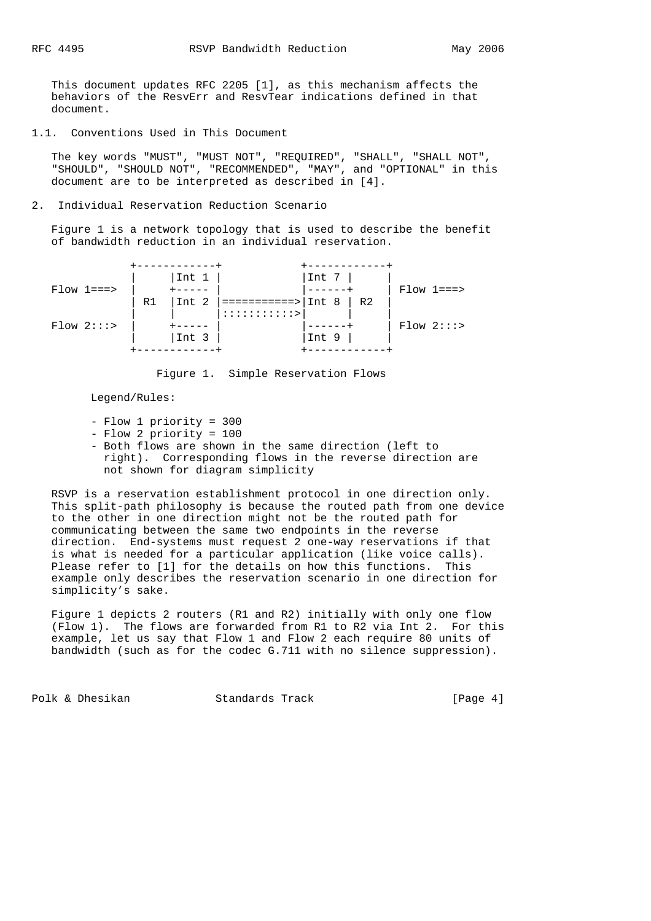This document updates RFC 2205 [1], as this mechanism affects the behaviors of the ResvErr and ResvTear indications defined in that document.

### 1.1. Conventions Used in This Document

The key words "MUST", "MUST NOT", "REQUIRED", "SHALL", "SHALL NOT", "SHOULD", "SHOULD NOT", "RECOMMENDED", "MAY", and "OPTIONAL" in this document are to be interpreted as described in [4].

## 2. Individual Reservation Reduction Scenario

Figure 1 is a network topology that is used to describe the benefit of bandwidth reduction in an individual reservation.

```
             +------------+            +------------+
             |     |Int 1 |            |Int 7 |     |
Flow 1===>   |     +----- |            |------+     | Flow 1===>
             | R1  |Int 2 |===========>|Int 8 | R2  |
             |     |      |::::::::::>|      |     |
Flow 2:::>   |     +----- |            |------+     | Flow 2:::>
             |     |Int 3 |            |Int 9 |     |
             +------------+            +------------+
```

Figure 1. Simple Reservation Flows

Legend/Rules:

- Flow 1 priority = 300
- Flow 2 priority = 100
- Both flows are shown in the same direction (left to right). Corresponding flows in the reverse direction are not shown for diagram simplicity

RSVP is a reservation establishment protocol in one direction only. This split-path philosophy is because the routed path from one device to the other in one direction might not be the routed path for communicating between the same two endpoints in the reverse direction. End-systems must request 2 one-way reservations if that is what is needed for a particular application (like voice calls). Please refer to [1] for the details on how this functions. This example only describes the reservation scenario in one direction for simplicity's sake.

Figure 1 depicts 2 routers (R1 and R2) initially with only one flow (Flow 1). The flows are forwarded from R1 to R2 via Int 2. For this example, let us say that Flow 1 and Flow 2 each require 80 units of bandwidth (such as for the codec G.711 with no silence suppression).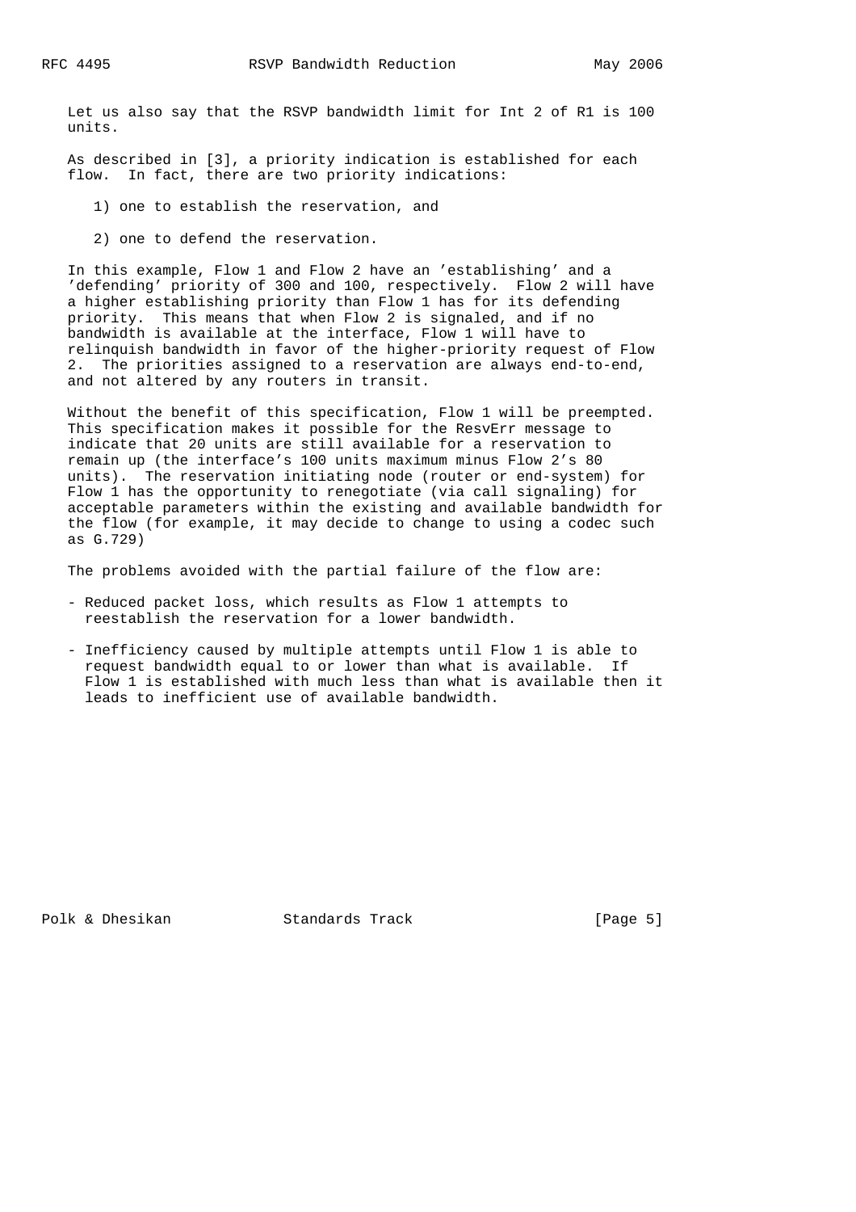Let us also say that the RSVP bandwidth limit for Int 2 of R1 is 100 units.

As described in [3], a priority indication is established for each flow. In fact, there are two priority indications:

1) one to establish the reservation, and

2) one to defend the reservation.

In this example, Flow 1 and Flow 2 have an 'establishing' and a 'defending' priority of 300 and 100, respectively. Flow 2 will have a higher establishing priority than Flow 1 has for its defending priority. This means that when Flow 2 is signaled, and if no bandwidth is available at the interface, Flow 1 will have to relinquish bandwidth in favor of the higher-priority request of Flow 2. The priorities assigned to a reservation are always end-to-end, and not altered by any routers in transit.

Without the benefit of this specification, Flow 1 will be preempted. This specification makes it possible for the ResvErr message to indicate that 20 units are still available for a reservation to remain up (the interface's 100 units maximum minus Flow 2's 80 units). The reservation initiating node (router or end-system) for Flow 1 has the opportunity to renegotiate (via call signaling) for acceptable parameters within the existing and available bandwidth for the flow (for example, it may decide to change to using a codec such as G.729)

The problems avoided with the partial failure of the flow are:

- Reduced packet loss, which results as Flow 1 attempts to reestablish the reservation for a lower bandwidth.

- Inefficiency caused by multiple attempts until Flow 1 is able to request bandwidth equal to or lower than what is available. If Flow 1 is established with much less than what is available then it leads to inefficient use of available bandwidth.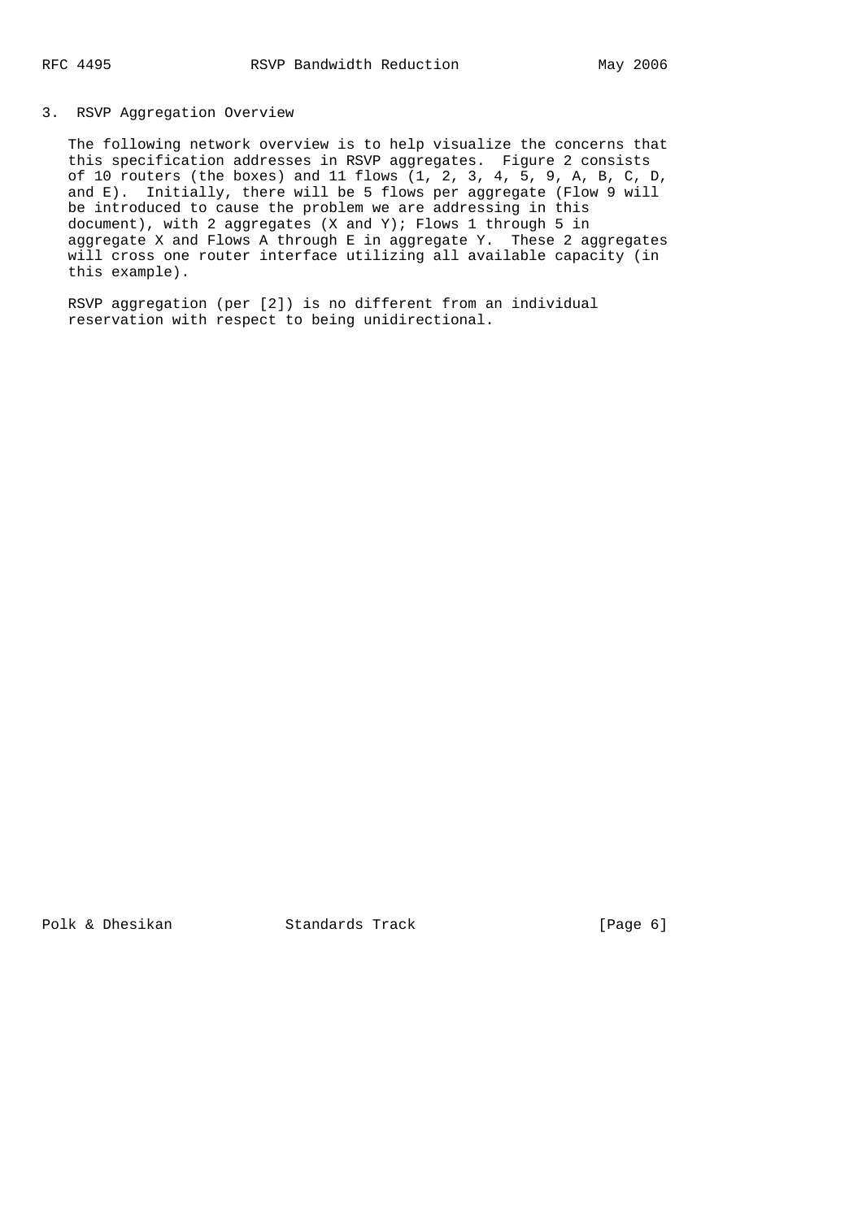## 3. RSVP Aggregation Overview

The following network overview is to help visualize the concerns that this specification addresses in RSVP aggregates. Figure 2 consists of 10 routers (the boxes) and 11 flows (1, 2, 3, 4, 5, 9, A, B, C, D, and E). Initially, there will be 5 flows per aggregate (Flow 9 will be introduced to cause the problem we are addressing in this document), with 2 aggregates (X and Y); Flows 1 through 5 in aggregate X and Flows A through E in aggregate Y. These 2 aggregates will cross one router interface utilizing all available capacity (in this example).

RSVP aggregation (per [2]) is no different from an individual reservation with respect to being unidirectional.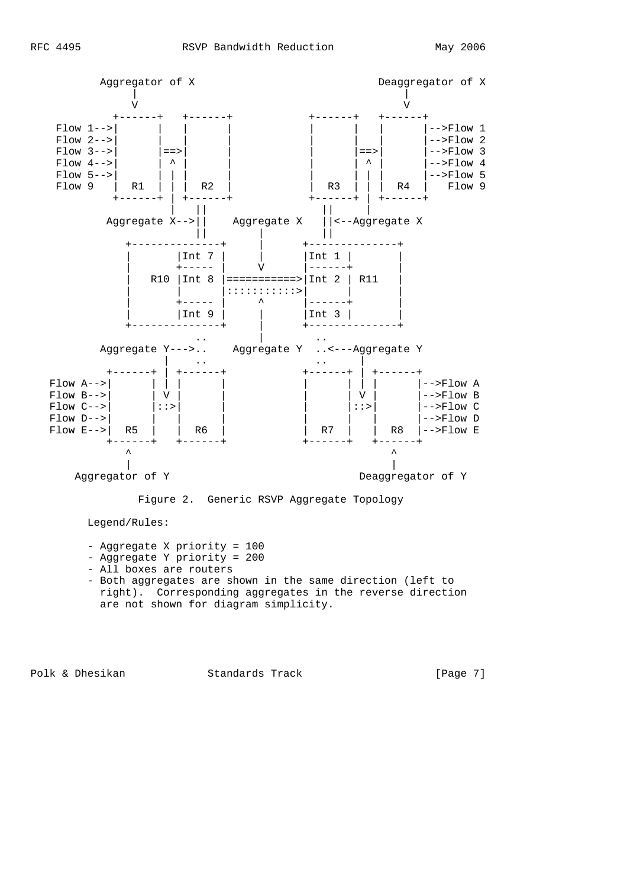```
         Aggregator of X                             Deaggregator of X
               |                                           |
               V                                           V
            +------+   +------+            +------+   +------+
   Flow 1-->|      |   |      |            |      |   |      |-->Flow 1
   Flow 2-->|      |   |      |            |      |   |      |-->Flow 2
   Flow 3-->|      |==>|      |            |      |==>|      |-->Flow 3
   Flow 4-->|      | ^ |      |            |      | ^ |      |-->Flow 4
   Flow 5-->|      | | |      |            |      | | |      |-->Flow 5
   Flow 9   |  R1  | | |  R2  |            |  R3  | | |  R4  |   Flow 9
            +------+ | +------+            +------+ | +------+
                     |    ||                  ||    |
         Aggregate X-->||    Aggregate X   ||<--Aggregate X
                          ||       |          ||
              +--------------+     |      +--------------+
              |       |Int 7 |     |      |Int 1 |       |
              |       +----- |     V      |------+       |
              |   R10 |Int 8 |===========>|Int 2 | R11   |
              |       |      |::::::::::::>|      |       |
              |       +----- |     ^      |------+       |
              |       |Int 9 |     |      |Int 3 |       |
              +--------------+     |      +--------------+
                          ..       |          ..
        Aggregate Y--->..    Aggregate Y  ..<---Aggregate Y
                     |    ..                  ..    |
           +------+ | +------+            +------+ | +------+
  Flow A-->|      | | |      |            |      | | |      |-->Flow A
  Flow B-->|      | V |      |            |      | V |      |-->Flow B
  Flow C-->|      |::>|      |            |      |::>|      |-->Flow C
  Flow D-->|      |   |      |            |      |   |      |-->Flow D
  Flow E-->|  R5  |   |  R6  |            |  R7  |   |  R8  |-->Flow E
           +------+   +------+            +------+   +------+
              ^                                          ^
              |                                          |
     Aggregator of Y                           Deaggregator of Y
```

Figure 2. Generic RSVP Aggregate Topology

Legend/Rules:

- Aggregate X priority = 100
- Aggregate Y priority = 200
- All boxes are routers
- Both aggregates are shown in the same direction (left to right). Corresponding aggregates in the reverse direction are not shown for diagram simplicity.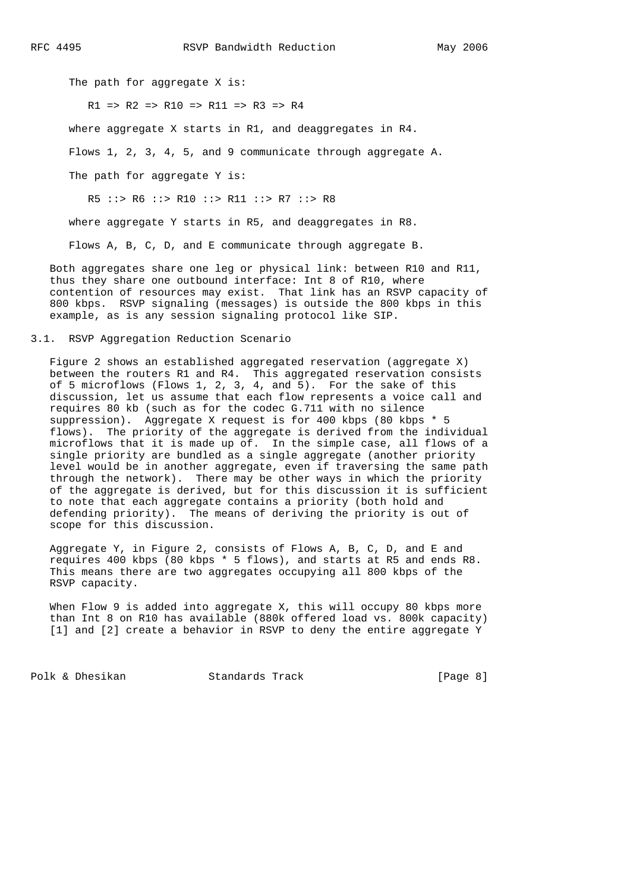The path for aggregate X is:

```
R1 => R2 => R10 => R11 => R3 => R4
```

where aggregate X starts in R1, and deaggregates in R4.

Flows 1, 2, 3, 4, 5, and 9 communicate through aggregate A.

The path for aggregate Y is:

```
R5 ::> R6 ::> R10 ::> R11 ::> R7 ::> R8
```

where aggregate Y starts in R5, and deaggregates in R8.

Flows A, B, C, D, and E communicate through aggregate B.

Both aggregates share one leg or physical link: between R10 and R11, thus they share one outbound interface: Int 8 of R10, where contention of resources may exist. That link has an RSVP capacity of 800 kbps. RSVP signaling (messages) is outside the 800 kbps in this example, as is any session signaling protocol like SIP.

## 3.1. RSVP Aggregation Reduction Scenario

Figure 2 shows an established aggregated reservation (aggregate X) between the routers R1 and R4. This aggregated reservation consists of 5 microflows (Flows 1, 2, 3, 4, and 5). For the sake of this discussion, let us assume that each flow represents a voice call and requires 80 kb (such as for the codec G.711 with no silence suppression). Aggregate X request is for 400 kbps (80 kbps * 5 flows). The priority of the aggregate is derived from the individual microflows that it is made up of. In the simple case, all flows of a single priority are bundled as a single aggregate (another priority level would be in another aggregate, even if traversing the same path through the network). There may be other ways in which the priority of the aggregate is derived, but for this discussion it is sufficient to note that each aggregate contains a priority (both hold and defending priority). The means of deriving the priority is out of scope for this discussion.

Aggregate Y, in Figure 2, consists of Flows A, B, C, D, and E and requires 400 kbps (80 kbps * 5 flows), and starts at R5 and ends R8. This means there are two aggregates occupying all 800 kbps of the RSVP capacity.

When Flow 9 is added into aggregate X, this will occupy 80 kbps more than Int 8 on R10 has available (880k offered load vs. 800k capacity) [1] and [2] create a behavior in RSVP to deny the entire aggregate Y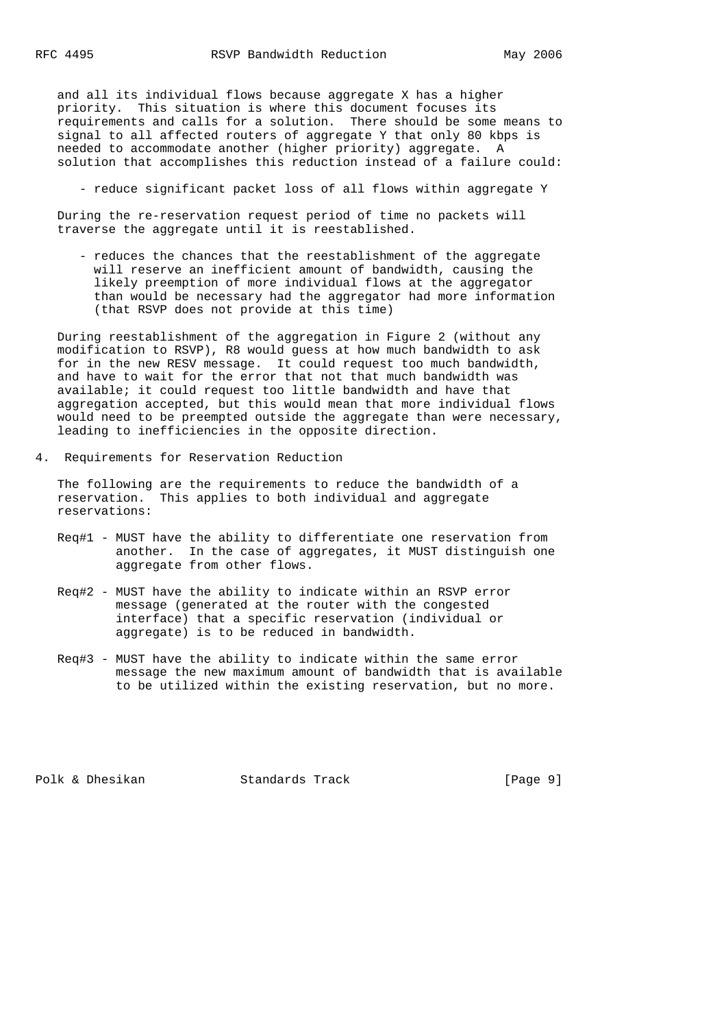and all its individual flows because aggregate X has a higher priority. This situation is where this document focuses its requirements and calls for a solution. There should be some means to signal to all affected routers of aggregate Y that only 80 kbps is needed to accommodate another (higher priority) aggregate. A solution that accomplishes this reduction instead of a failure could:

- reduce significant packet loss of all flows within aggregate Y

During the re-reservation request period of time no packets will traverse the aggregate until it is reestablished.

- reduces the chances that the reestablishment of the aggregate will reserve an inefficient amount of bandwidth, causing the likely preemption of more individual flows at the aggregator than would be necessary had the aggregator had more information (that RSVP does not provide at this time)

During reestablishment of the aggregation in Figure 2 (without any modification to RSVP), R8 would guess at how much bandwidth to ask for in the new RESV message. It could request too much bandwidth, and have to wait for the error that not that much bandwidth was available; it could request too little bandwidth and have that aggregation accepted, but this would mean that more individual flows would need to be preempted outside the aggregate than were necessary, leading to inefficiencies in the opposite direction.

## 4. Requirements for Reservation Reduction

The following are the requirements to reduce the bandwidth of a reservation. This applies to both individual and aggregate reservations:

- Req#1 - MUST have the ability to differentiate one reservation from another. In the case of aggregates, it MUST distinguish one aggregate from other flows.

- Req#2 - MUST have the ability to indicate within an RSVP error message (generated at the router with the congested interface) that a specific reservation (individual or aggregate) is to be reduced in bandwidth.

- Req#3 - MUST have the ability to indicate within the same error message the new maximum amount of bandwidth that is available to be utilized within the existing reservation, but no more.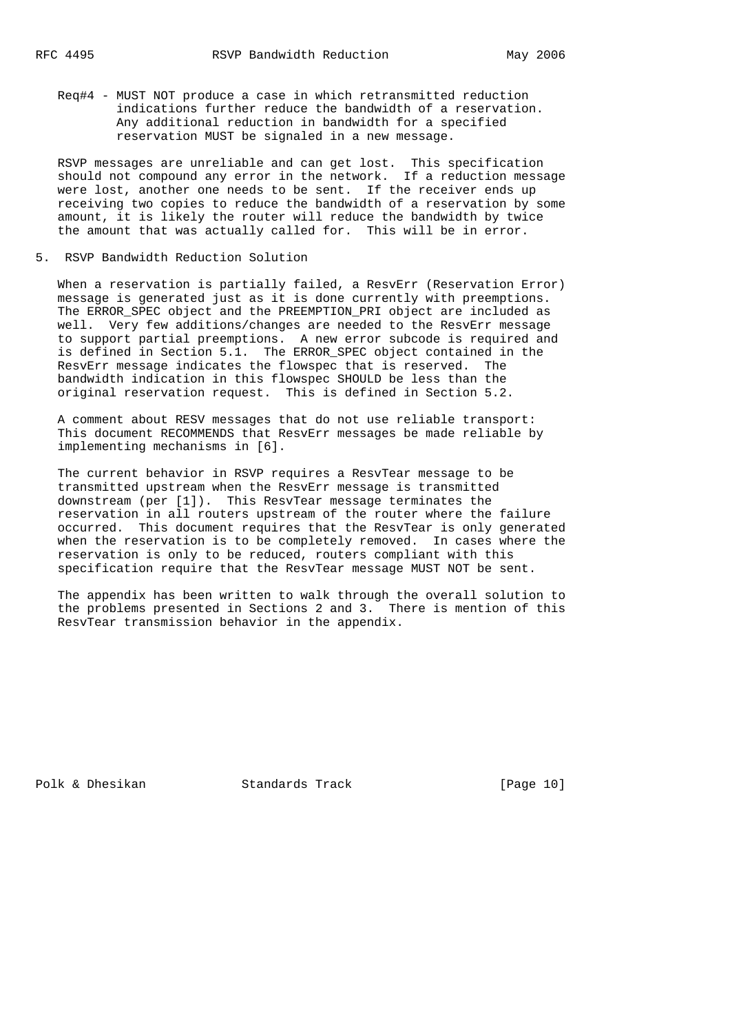Req#4 - MUST NOT produce a case in which retransmitted reduction indications further reduce the bandwidth of a reservation. Any additional reduction in bandwidth for a specified reservation MUST be signaled in a new message.

RSVP messages are unreliable and can get lost. This specification should not compound any error in the network. If a reduction message were lost, another one needs to be sent. If the receiver ends up receiving two copies to reduce the bandwidth of a reservation by some amount, it is likely the router will reduce the bandwidth by twice the amount that was actually called for. This will be in error.

## 5. RSVP Bandwidth Reduction Solution

When a reservation is partially failed, a ResvErr (Reservation Error) message is generated just as it is done currently with preemptions. The ERROR_SPEC object and the PREEMPTION_PRI object are included as well. Very few additions/changes are needed to the ResvErr message to support partial preemptions. A new error subcode is required and is defined in Section 5.1. The ERROR_SPEC object contained in the ResvErr message indicates the flowspec that is reserved. The bandwidth indication in this flowspec SHOULD be less than the original reservation request. This is defined in Section 5.2.

A comment about RESV messages that do not use reliable transport: This document RECOMMENDS that ResvErr messages be made reliable by implementing mechanisms in [6].

The current behavior in RSVP requires a ResvTear message to be transmitted upstream when the ResvErr message is transmitted downstream (per [1]). This ResvTear message terminates the reservation in all routers upstream of the router where the failure occurred. This document requires that the ResvTear is only generated when the reservation is to be completely removed. In cases where the reservation is only to be reduced, routers compliant with this specification require that the ResvTear message MUST NOT be sent.

The appendix has been written to walk through the overall solution to the problems presented in Sections 2 and 3. There is mention of this ResvTear transmission behavior in the appendix.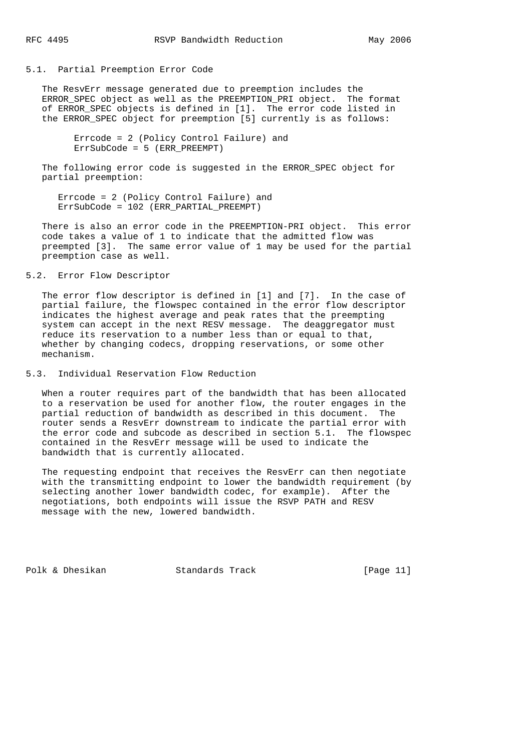## 5.1. Partial Preemption Error Code

The ResvErr message generated due to preemption includes the ERROR_SPEC object as well as the PREEMPTION_PRI object. The format of ERROR_SPEC objects is defined in [1]. The error code listed in the ERROR_SPEC object for preemption [5] currently is as follows:

```
Errcode = 2 (Policy Control Failure) and
ErrSubCode = 5 (ERR_PREEMPT)
```

The following error code is suggested in the ERROR_SPEC object for partial preemption:

```
Errcode = 2 (Policy Control Failure) and
ErrSubCode = 102 (ERR_PARTIAL_PREEMPT)
```

There is also an error code in the PREEMPTION-PRI object. This error code takes a value of 1 to indicate that the admitted flow was preempted [3]. The same error value of 1 may be used for the partial preemption case as well.

## 5.2. Error Flow Descriptor

The error flow descriptor is defined in [1] and [7]. In the case of partial failure, the flowspec contained in the error flow descriptor indicates the highest average and peak rates that the preempting system can accept in the next RESV message. The deaggregator must reduce its reservation to a number less than or equal to that, whether by changing codecs, dropping reservations, or some other mechanism.

## 5.3. Individual Reservation Flow Reduction

When a router requires part of the bandwidth that has been allocated to a reservation be used for another flow, the router engages in the partial reduction of bandwidth as described in this document. The router sends a ResvErr downstream to indicate the partial error with the error code and subcode as described in section 5.1. The flowspec contained in the ResvErr message will be used to indicate the bandwidth that is currently allocated.

The requesting endpoint that receives the ResvErr can then negotiate with the transmitting endpoint to lower the bandwidth requirement (by selecting another lower bandwidth codec, for example). After the negotiations, both endpoints will issue the RSVP PATH and RESV message with the new, lowered bandwidth.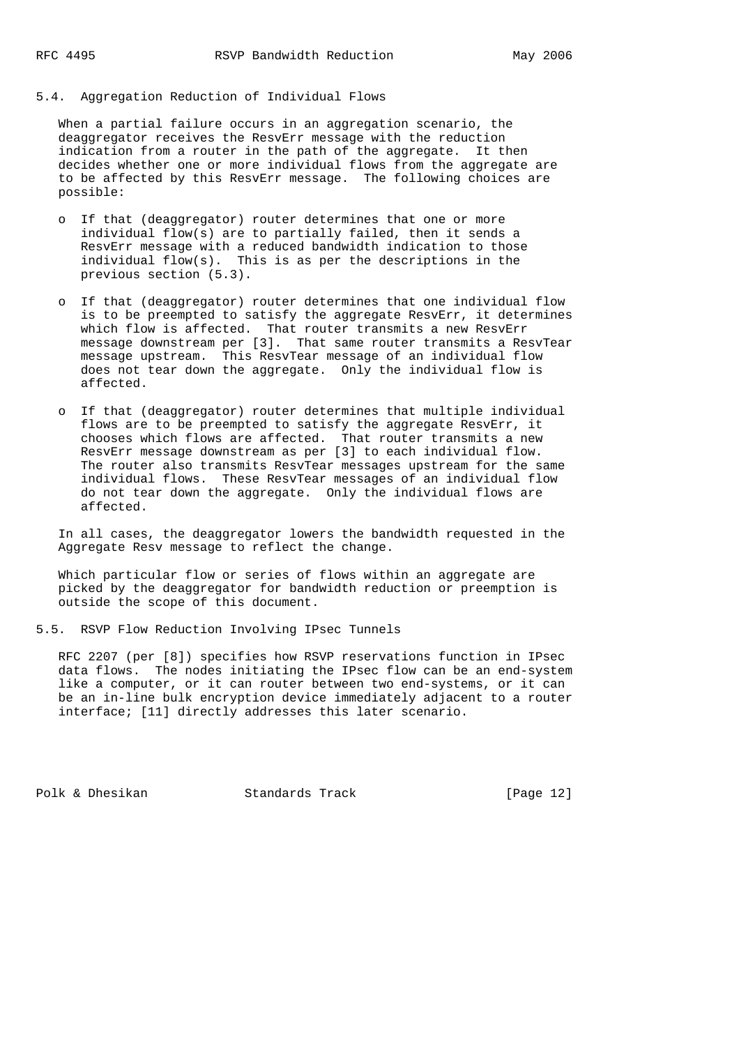### 5.4. Aggregation Reduction of Individual Flows

When a partial failure occurs in an aggregation scenario, the deaggregator receives the ResvErr message with the reduction indication from a router in the path of the aggregate. It then decides whether one or more individual flows from the aggregate are to be affected by this ResvErr message. The following choices are possible:

- If that (deaggregator) router determines that one or more individual flow(s) are to partially failed, then it sends a ResvErr message with a reduced bandwidth indication to those individual flow(s). This is as per the descriptions in the previous section (5.3).
- If that (deaggregator) router determines that one individual flow is to be preempted to satisfy the aggregate ResvErr, it determines which flow is affected. That router transmits a new ResvErr message downstream per [3]. That same router transmits a ResvTear message upstream. This ResvTear message of an individual flow does not tear down the aggregate. Only the individual flow is affected.
- If that (deaggregator) router determines that multiple individual flows are to be preempted to satisfy the aggregate ResvErr, it chooses which flows are affected. That router transmits a new ResvErr message downstream as per [3] to each individual flow. The router also transmits ResvTear messages upstream for the same individual flows. These ResvTear messages of an individual flow do not tear down the aggregate. Only the individual flows are affected.

In all cases, the deaggregator lowers the bandwidth requested in the Aggregate Resv message to reflect the change.

Which particular flow or series of flows within an aggregate are picked by the deaggregator for bandwidth reduction or preemption is outside the scope of this document.

### 5.5. RSVP Flow Reduction Involving IPsec Tunnels

RFC 2207 (per [8]) specifies how RSVP reservations function in IPsec data flows. The nodes initiating the IPsec flow can be an end-system like a computer, or it can router between two end-systems, or it can be an in-line bulk encryption device immediately adjacent to a router interface; [11] directly addresses this later scenario.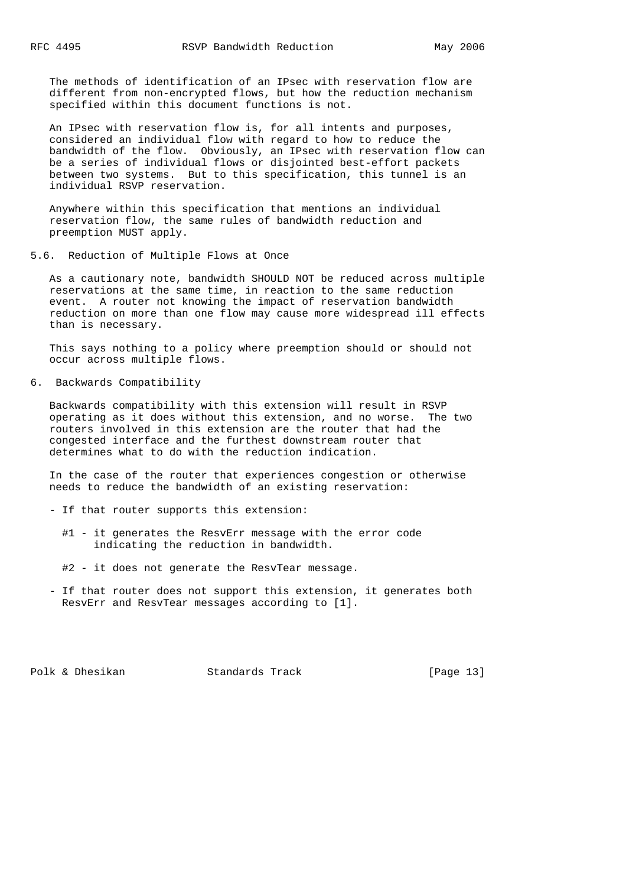The methods of identification of an IPsec with reservation flow are different from non-encrypted flows, but how the reduction mechanism specified within this document functions is not.

An IPsec with reservation flow is, for all intents and purposes, considered an individual flow with regard to how to reduce the bandwidth of the flow. Obviously, an IPsec with reservation flow can be a series of individual flows or disjointed best-effort packets between two systems. But to this specification, this tunnel is an individual RSVP reservation.

Anywhere within this specification that mentions an individual reservation flow, the same rules of bandwidth reduction and preemption MUST apply.

### 5.6. Reduction of Multiple Flows at Once

As a cautionary note, bandwidth SHOULD NOT be reduced across multiple reservations at the same time, in reaction to the same reduction event. A router not knowing the impact of reservation bandwidth reduction on more than one flow may cause more widespread ill effects than is necessary.

This says nothing to a policy where preemption should or should not occur across multiple flows.

## 6. Backwards Compatibility

Backwards compatibility with this extension will result in RSVP operating as it does without this extension, and no worse. The two routers involved in this extension are the router that had the congested interface and the furthest downstream router that determines what to do with the reduction indication.

In the case of the router that experiences congestion or otherwise needs to reduce the bandwidth of an existing reservation:

- If that router supports this extension:

  #1 - it generates the ResvErr message with the error code indicating the reduction in bandwidth.

  #2 - it does not generate the ResvTear message.

- If that router does not support this extension, it generates both ResvErr and ResvTear messages according to [1].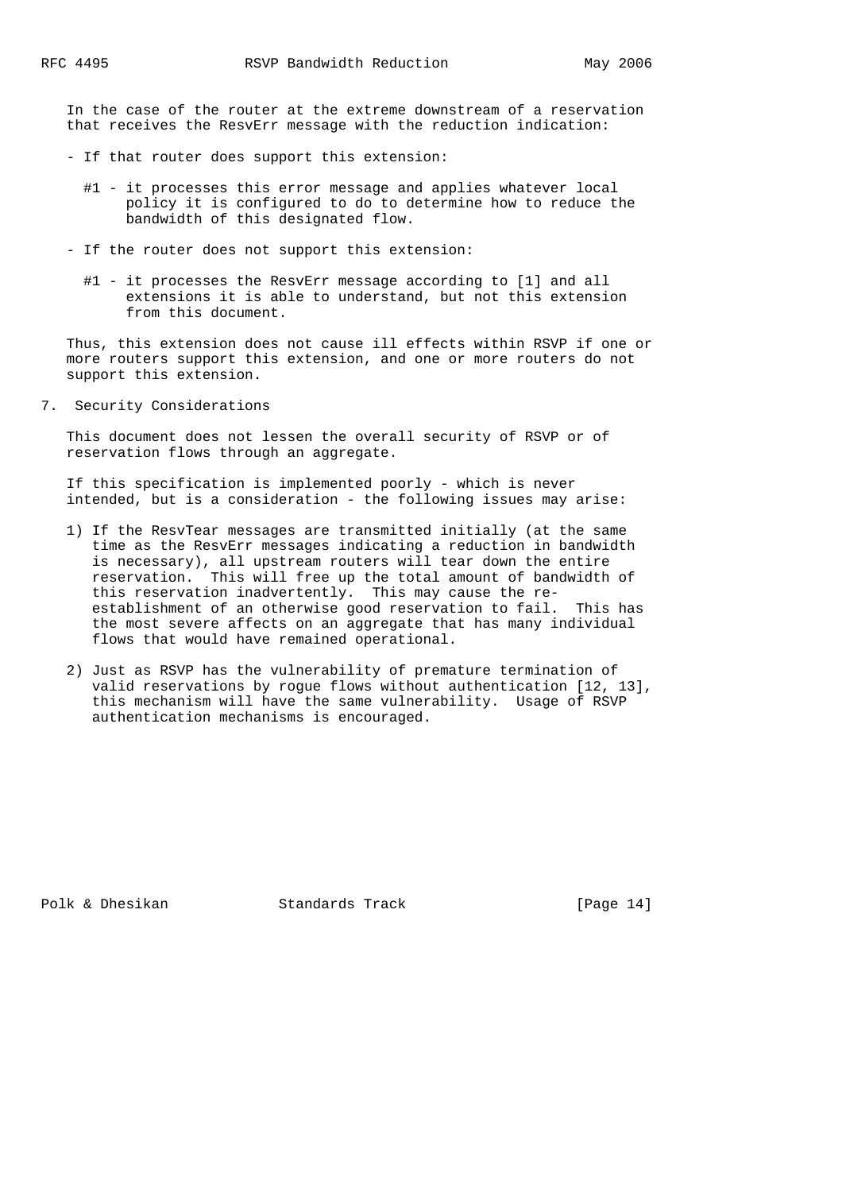In the case of the router at the extreme downstream of a reservation that receives the ResvErr message with the reduction indication:

- If that router does support this extension:

  #1 - it processes this error message and applies whatever local policy it is configured to do to determine how to reduce the bandwidth of this designated flow.

- If the router does not support this extension:

  #1 - it processes the ResvErr message according to [1] and all extensions it is able to understand, but not this extension from this document.

Thus, this extension does not cause ill effects within RSVP if one or more routers support this extension, and one or more routers do not support this extension.

## 7. Security Considerations

This document does not lessen the overall security of RSVP or of reservation flows through an aggregate.

If this specification is implemented poorly - which is never intended, but is a consideration - the following issues may arise:

1) If the ResvTear messages are transmitted initially (at the same time as the ResvErr messages indicating a reduction in bandwidth is necessary), all upstream routers will tear down the entire reservation. This will free up the total amount of bandwidth of this reservation inadvertently. This may cause the re-establishment of an otherwise good reservation to fail. This has the most severe affects on an aggregate that has many individual flows that would have remained operational.

2) Just as RSVP has the vulnerability of premature termination of valid reservations by rogue flows without authentication [12, 13], this mechanism will have the same vulnerability. Usage of RSVP authentication mechanisms is encouraged.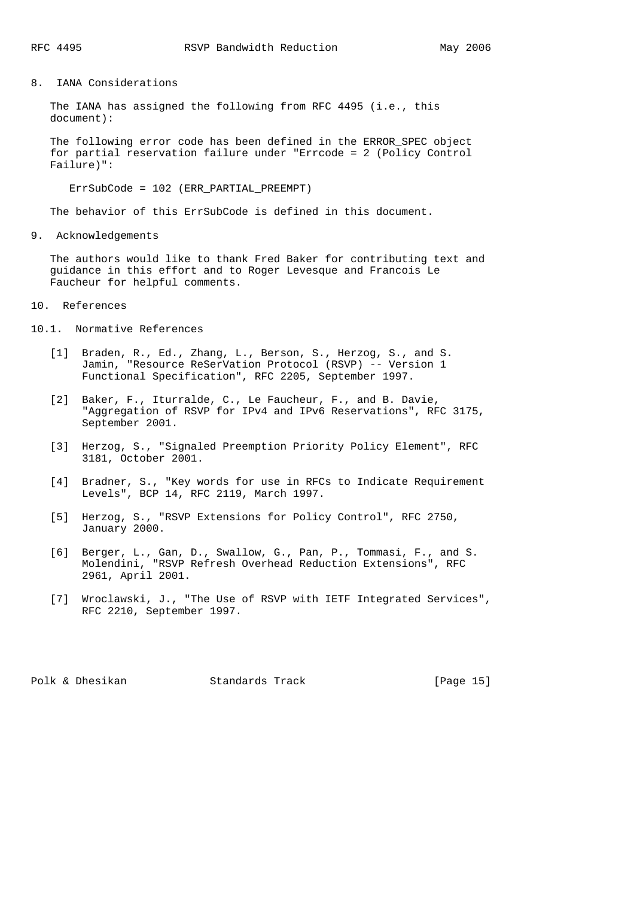## 8. IANA Considerations

The IANA has assigned the following from RFC 4495 (i.e., this document):

The following error code has been defined in the ERROR_SPEC object for partial reservation failure under "Errcode = 2 (Policy Control Failure)":

ErrSubCode = 102 (ERR_PARTIAL_PREEMPT)

The behavior of this ErrSubCode is defined in this document.

## 9. Acknowledgements

The authors would like to thank Fred Baker for contributing text and guidance in this effort and to Roger Levesque and Francois Le Faucheur for helpful comments.

## 10. References

### 10.1. Normative References

[1] Braden, R., Ed., Zhang, L., Berson, S., Herzog, S., and S. Jamin, "Resource ReSerVation Protocol (RSVP) -- Version 1 Functional Specification", RFC 2205, September 1997.

[2] Baker, F., Iturralde, C., Le Faucheur, F., and B. Davie, "Aggregation of RSVP for IPv4 and IPv6 Reservations", RFC 3175, September 2001.

[3] Herzog, S., "Signaled Preemption Priority Policy Element", RFC 3181, October 2001.

[4] Bradner, S., "Key words for use in RFCs to Indicate Requirement Levels", BCP 14, RFC 2119, March 1997.

[5] Herzog, S., "RSVP Extensions for Policy Control", RFC 2750, January 2000.

[6] Berger, L., Gan, D., Swallow, G., Pan, P., Tommasi, F., and S. Molendini, "RSVP Refresh Overhead Reduction Extensions", RFC 2961, April 2001.

[7] Wroclawski, J., "The Use of RSVP with IETF Integrated Services", RFC 2210, September 1997.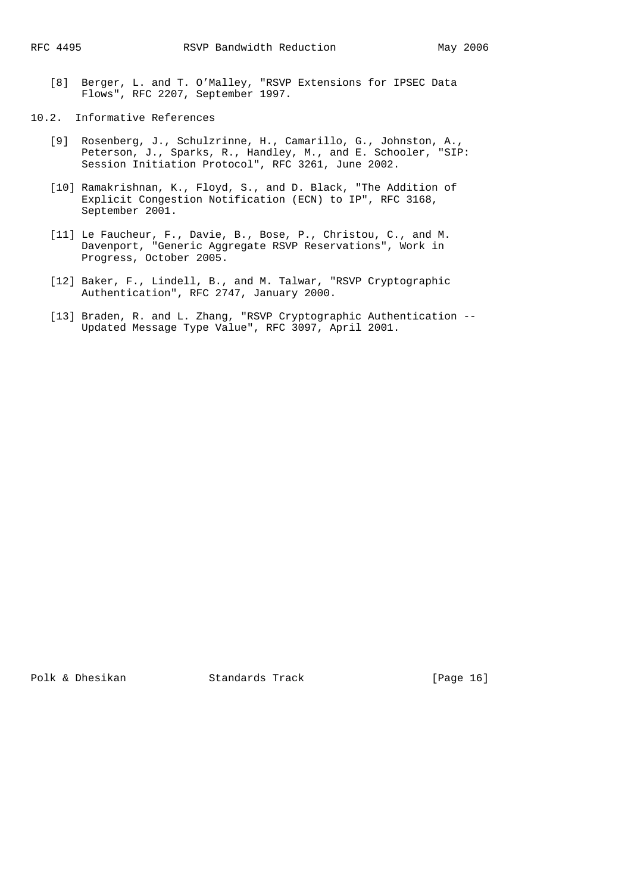[8] Berger, L. and T. O'Malley, "RSVP Extensions for IPSEC Data Flows", RFC 2207, September 1997.

### 10.2. Informative References

[9] Rosenberg, J., Schulzrinne, H., Camarillo, G., Johnston, A., Peterson, J., Sparks, R., Handley, M., and E. Schooler, "SIP: Session Initiation Protocol", RFC 3261, June 2002.

[10] Ramakrishnan, K., Floyd, S., and D. Black, "The Addition of Explicit Congestion Notification (ECN) to IP", RFC 3168, September 2001.

[11] Le Faucheur, F., Davie, B., Bose, P., Christou, C., and M. Davenport, "Generic Aggregate RSVP Reservations", Work in Progress, October 2005.

[12] Baker, F., Lindell, B., and M. Talwar, "RSVP Cryptographic Authentication", RFC 2747, January 2000.

[13] Braden, R. and L. Zhang, "RSVP Cryptographic Authentication -- Updated Message Type Value", RFC 3097, April 2001.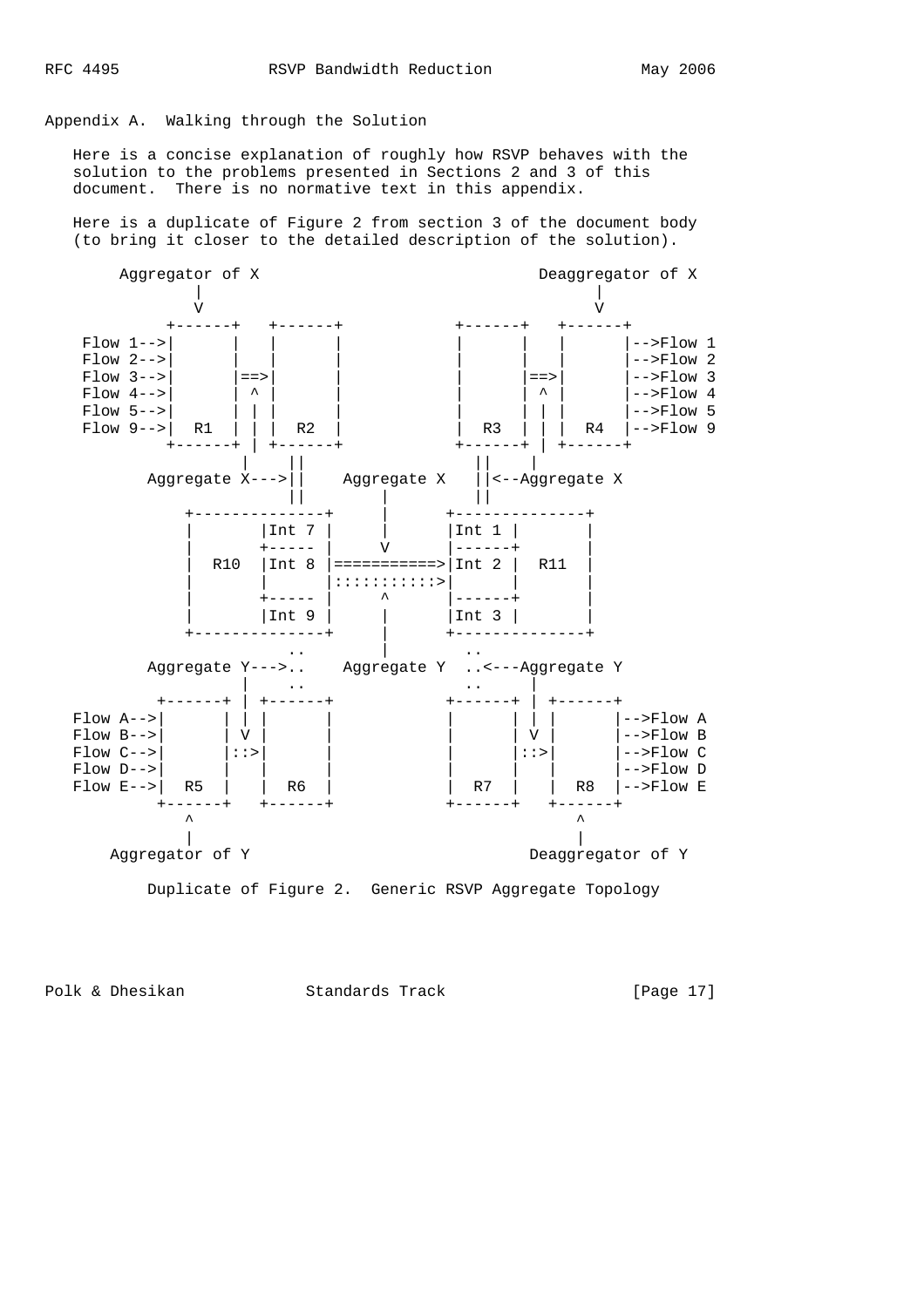## Appendix A. Walking through the Solution

Here is a concise explanation of roughly how RSVP behaves with the solution to the problems presented in Sections 2 and 3 of this document. There is no normative text in this appendix.

Here is a duplicate of Figure 2 from section 3 of the document body (to bring it closer to the detailed description of the solution).

```
      Aggregator of X                              Deaggregator of X
               |                                            |
               V                                            V
          +------+   +------+            +------+   +------+
  Flow 1-->|      |   |      |            |      |   |      |-->Flow 1
  Flow 2-->|      |   |      |            |      |   |      |-->Flow 2
  Flow 3-->|      |==>|      |            |      |==>|      |-->Flow 3
  Flow 4-->|      | ^ |      |            |      | ^ |      |-->Flow 4
  Flow 5-->|      | | |      |            |      | | |      |-->Flow 5
  Flow 9-->|  R1  | | |  R2  |            |  R3  | | |  R4  |-->Flow 9
          +------+ | +------+            +------+ | +------+
                   |    ||                   ||    |
        Aggregate X--->||    Aggregate X   ||<--Aggregate X
                        ||       |          ||
            +--------------+     |       +--------------+
            |       |Int 7 |     |       |Int 1 |       |
            |       +----- |     V       |------+       |
            |  R10  |Int 8 |===========>|Int 2 |  R11  |
            |       |      |::::::::::>|      |       |
            |       +----- |     ^       |------+       |
            |       |Int 9 |     |       |Int 3 |       |
            +--------------+     |       +--------------+
                        ..       |          ..
        Aggregate Y--->..    Aggregate Y  ..<---Aggregate Y
                   |    ..                   ..    |
         +------+ | +------+            +------+ | +------+
  Flow A-->|      | | |      |            |      | | |      |-->Flow A
  Flow B-->|      | V |      |            |      | V |      |-->Flow B
  Flow C-->|      |::>|      |            |      |::>|      |-->Flow C
  Flow D-->|      |   |      |            |      |   |      |-->Flow D
  Flow E-->|  R5  |   |  R6  |            |  R7  |   |  R8  |-->Flow E
          +------+   +------+            +------+   +------+
             ^                                          ^
             |                                          |
      Aggregator of Y                            Deaggregator of Y
```

Duplicate of Figure 2. Generic RSVP Aggregate Topology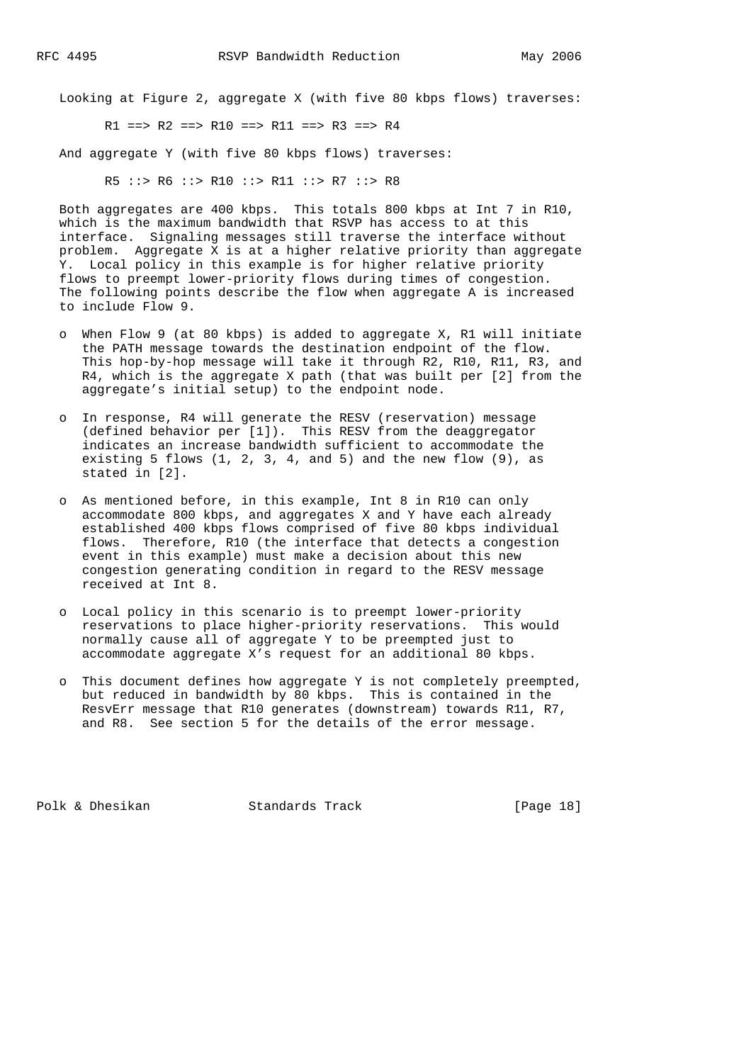Looking at Figure 2, aggregate X (with five 80 kbps flows) traverses:

```
R1 ==> R2 ==> R10 ==> R11 ==> R3 ==> R4
```

And aggregate Y (with five 80 kbps flows) traverses:

```
R5 ::> R6 ::> R10 ::> R11 ::> R7 ::> R8
```

Both aggregates are 400 kbps. This totals 800 kbps at Int 7 in R10, which is the maximum bandwidth that RSVP has access to at this interface. Signaling messages still traverse the interface without problem. Aggregate X is at a higher relative priority than aggregate Y. Local policy in this example is for higher relative priority flows to preempt lower-priority flows during times of congestion. The following points describe the flow when aggregate A is increased to include Flow 9.

- When Flow 9 (at 80 kbps) is added to aggregate X, R1 will initiate the PATH message towards the destination endpoint of the flow. This hop-by-hop message will take it through R2, R10, R11, R3, and R4, which is the aggregate X path (that was built per [2] from the aggregate's initial setup) to the endpoint node.

- In response, R4 will generate the RESV (reservation) message (defined behavior per [1]). This RESV from the deaggregator indicates an increase bandwidth sufficient to accommodate the existing 5 flows (1, 2, 3, 4, and 5) and the new flow (9), as stated in [2].

- As mentioned before, in this example, Int 8 in R10 can only accommodate 800 kbps, and aggregates X and Y have each already established 400 kbps flows comprised of five 80 kbps individual flows. Therefore, R10 (the interface that detects a congestion event in this example) must make a decision about this new congestion generating condition in regard to the RESV message received at Int 8.

- Local policy in this scenario is to preempt lower-priority reservations to place higher-priority reservations. This would normally cause all of aggregate Y to be preempted just to accommodate aggregate X's request for an additional 80 kbps.

- This document defines how aggregate Y is not completely preempted, but reduced in bandwidth by 80 kbps. This is contained in the ResvErr message that R10 generates (downstream) towards R11, R7, and R8. See section 5 for the details of the error message.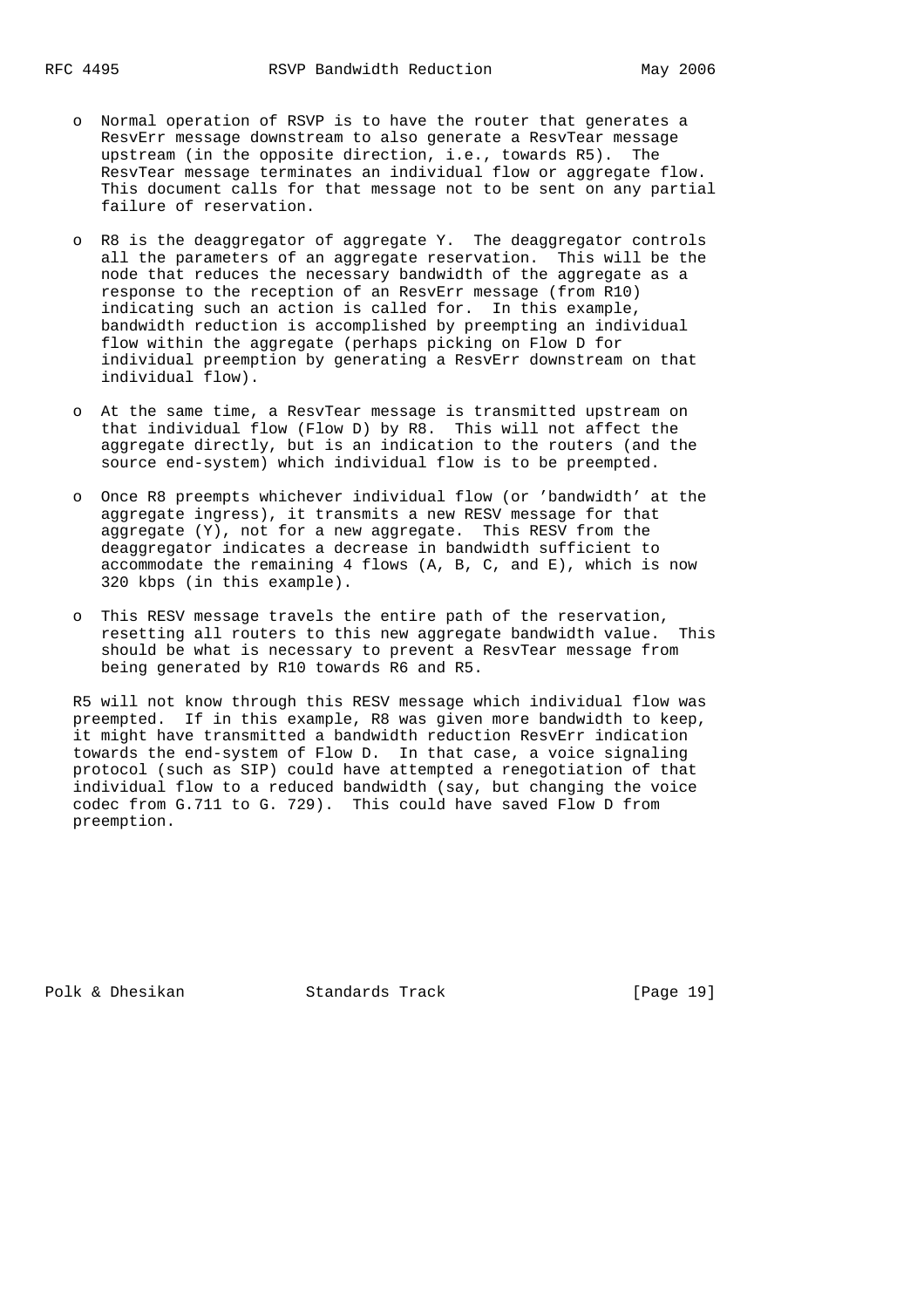- Normal operation of RSVP is to have the router that generates a ResvErr message downstream to also generate a ResvTear message upstream (in the opposite direction, i.e., towards R5). The ResvTear message terminates an individual flow or aggregate flow. This document calls for that message not to be sent on any partial failure of reservation.

- R8 is the deaggregator of aggregate Y. The deaggregator controls all the parameters of an aggregate reservation. This will be the node that reduces the necessary bandwidth of the aggregate as a response to the reception of an ResvErr message (from R10) indicating such an action is called for. In this example, bandwidth reduction is accomplished by preempting an individual flow within the aggregate (perhaps picking on Flow D for individual preemption by generating a ResvErr downstream on that individual flow).

- At the same time, a ResvTear message is transmitted upstream on that individual flow (Flow D) by R8. This will not affect the aggregate directly, but is an indication to the routers (and the source end-system) which individual flow is to be preempted.

- Once R8 preempts whichever individual flow (or 'bandwidth' at the aggregate ingress), it transmits a new RESV message for that aggregate (Y), not for a new aggregate. This RESV from the deaggregator indicates a decrease in bandwidth sufficient to accommodate the remaining 4 flows (A, B, C, and E), which is now 320 kbps (in this example).

- This RESV message travels the entire path of the reservation, resetting all routers to this new aggregate bandwidth value. This should be what is necessary to prevent a ResvTear message from being generated by R10 towards R6 and R5.

R5 will not know through this RESV message which individual flow was preempted. If in this example, R8 was given more bandwidth to keep, it might have transmitted a bandwidth reduction ResvErr indication towards the end-system of Flow D. In that case, a voice signaling protocol (such as SIP) could have attempted a renegotiation of that individual flow to a reduced bandwidth (say, but changing the voice codec from G.711 to G. 729). This could have saved Flow D from preemption.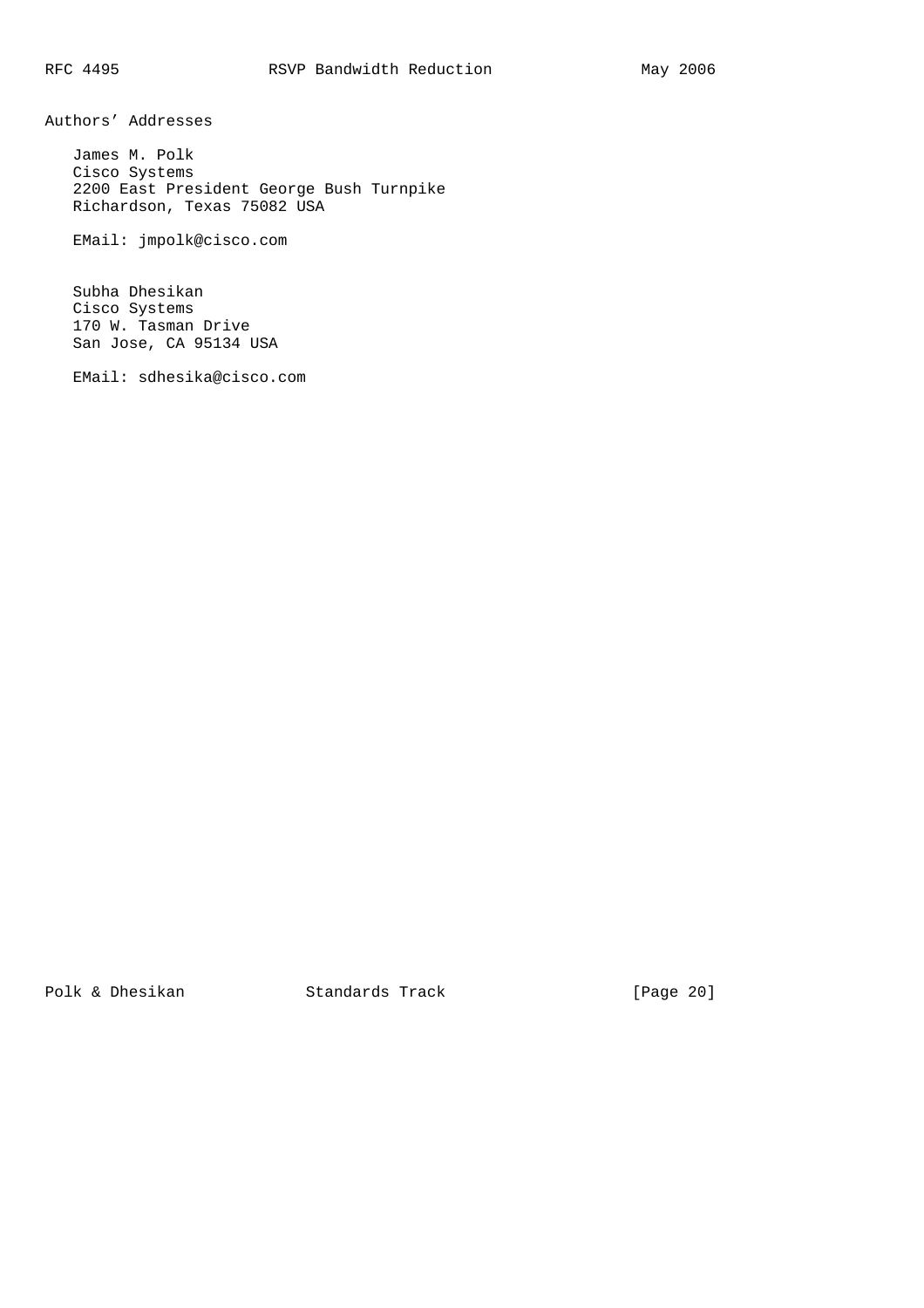## Authors' Addresses

James M. Polk
Cisco Systems
2200 East President George Bush Turnpike
Richardson, Texas 75082 USA

EMail: jmpolk@cisco.com

Subha Dhesikan
Cisco Systems
170 W. Tasman Drive
San Jose, CA 95134 USA

EMail: sdhesika@cisco.com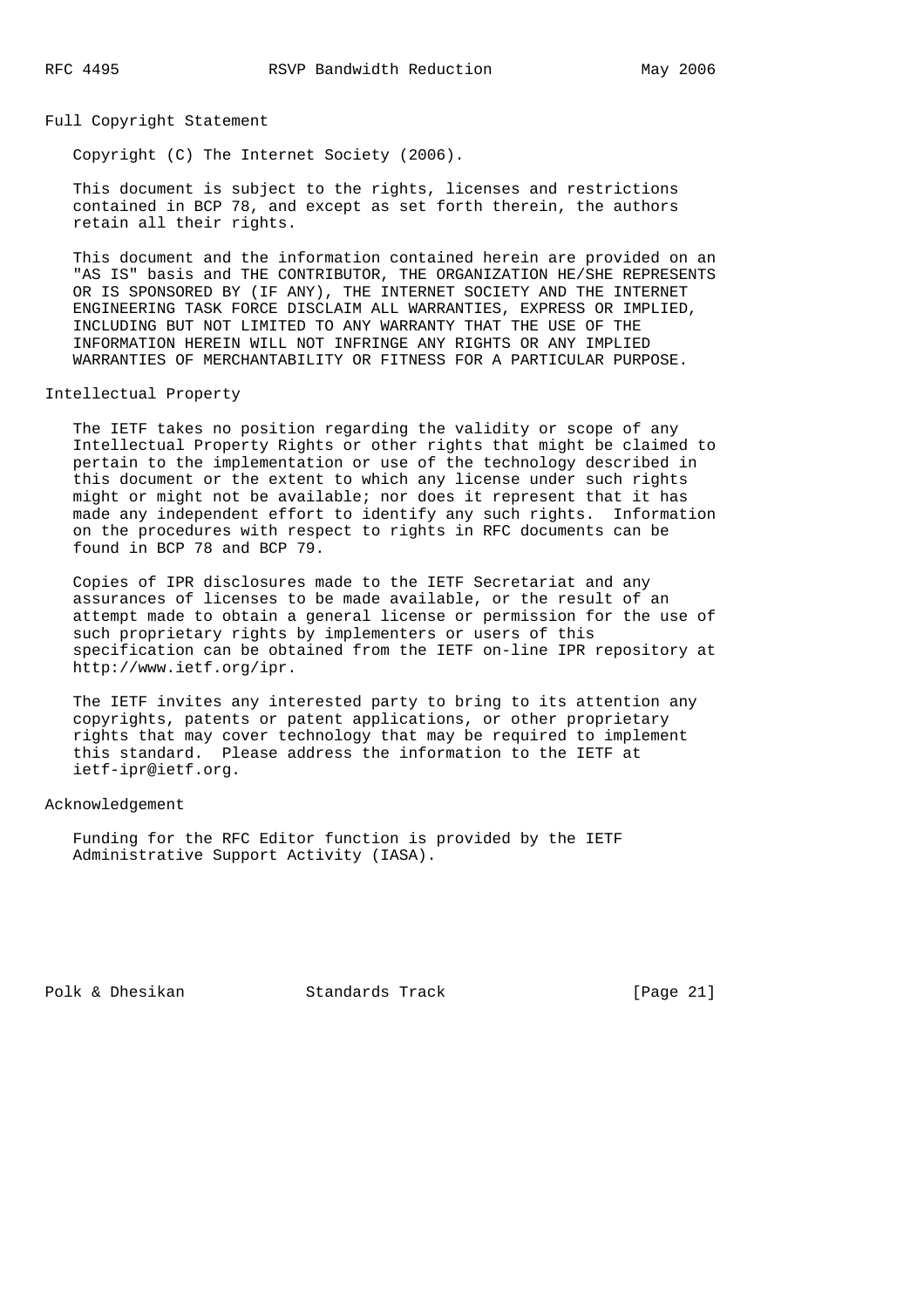## Full Copyright Statement

Copyright (C) The Internet Society (2006).

This document is subject to the rights, licenses and restrictions contained in BCP 78, and except as set forth therein, the authors retain all their rights.

This document and the information contained herein are provided on an "AS IS" basis and THE CONTRIBUTOR, THE ORGANIZATION HE/SHE REPRESENTS OR IS SPONSORED BY (IF ANY), THE INTERNET SOCIETY AND THE INTERNET ENGINEERING TASK FORCE DISCLAIM ALL WARRANTIES, EXPRESS OR IMPLIED, INCLUDING BUT NOT LIMITED TO ANY WARRANTY THAT THE USE OF THE INFORMATION HEREIN WILL NOT INFRINGE ANY RIGHTS OR ANY IMPLIED WARRANTIES OF MERCHANTABILITY OR FITNESS FOR A PARTICULAR PURPOSE.

## Intellectual Property

The IETF takes no position regarding the validity or scope of any Intellectual Property Rights or other rights that might be claimed to pertain to the implementation or use of the technology described in this document or the extent to which any license under such rights might or might not be available; nor does it represent that it has made any independent effort to identify any such rights. Information on the procedures with respect to rights in RFC documents can be found in BCP 78 and BCP 79.

Copies of IPR disclosures made to the IETF Secretariat and any assurances of licenses to be made available, or the result of an attempt made to obtain a general license or permission for the use of such proprietary rights by implementers or users of this specification can be obtained from the IETF on-line IPR repository at http://www.ietf.org/ipr.

The IETF invites any interested party to bring to its attention any copyrights, patents or patent applications, or other proprietary rights that may cover technology that may be required to implement this standard. Please address the information to the IETF at ietf-ipr@ietf.org.

## Acknowledgement

Funding for the RFC Editor function is provided by the IETF Administrative Support Activity (IASA).